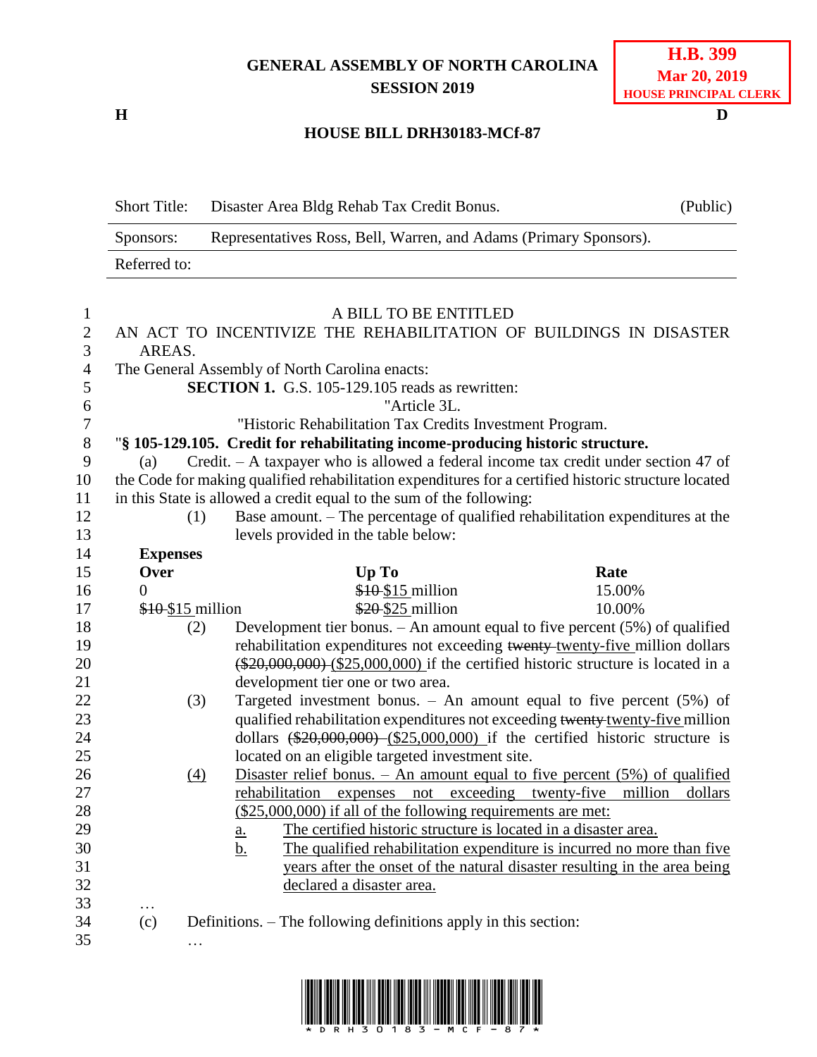GENERAL ASSEMBLY OF NORTH CAROLINA
SESSION 2019

**H.B. 399**
**Mar 20, 2019**
**HOUSE PRINCIPAL CLERK**

H D

## HOUSE BILL DRH30183-MCf-87

| Short Title: | Disaster Area Bldg Rehab Tax Credit Bonus. | (Public) |
|---|---|---|
| Sponsors: | Representatives Ross, Bell, Warren, and Adams (Primary Sponsors). | |
| Referred to: | | |

A BILL TO BE ENTITLED

AN ACT TO INCENTIVIZE THE REHABILITATION OF BUILDINGS IN DISASTER AREAS.

The General Assembly of North Carolina enacts:

**SECTION 1.** G.S. 105-129.105 reads as rewritten:

"Article 3L.

"Historic Rehabilitation Tax Credits Investment Program.

"**§ 105-129.105. Credit for rehabilitating income-producing historic structure.**

(a) Credit. – A taxpayer who is allowed a federal income tax credit under section 47 of the Code for making qualified rehabilitation expenditures for a certified historic structure located in this State is allowed a credit equal to the sum of the following:

(1) Base amount. – The percentage of qualified rehabilitation expenditures at the levels provided in the table below:

| Expenses Over | Up To | Rate |
|---|---|---|
| 0 | ~~$10~~ <u>$15</u> million | 15.00% |
| ~~$10~~ <u>$15</u> million | ~~$20~~ <u>$25</u> million | 10.00% |

(2) Development tier bonus. – An amount equal to five percent (5%) of qualified rehabilitation expenditures not exceeding ~~twenty~~ <u>twenty-five</u> million dollars ~~($20,000,000)~~ <u>($25,000,000)</u> if the certified historic structure is located in a development tier one or two area.

(3) Targeted investment bonus. – An amount equal to five percent (5%) of qualified rehabilitation expenditures not exceeding ~~twenty~~ <u>twenty-five</u> million dollars ~~($20,000,000)~~ <u>($25,000,000)</u> if the certified historic structure is located on an eligible targeted investment site.

<u>(4) Disaster relief bonus. – An amount equal to five percent (5%) of qualified rehabilitation expenses not exceeding twenty-five million dollars ($25,000,000) if all of the following requirements are met:</u>

<u>a. The certified historic structure is located in a disaster area.</u>

<u>b. The qualified rehabilitation expenditure is incurred no more than five years after the onset of the natural disaster resulting in the area being declared a disaster area.</u>

…

(c) Definitions. – The following definitions apply in this section:

…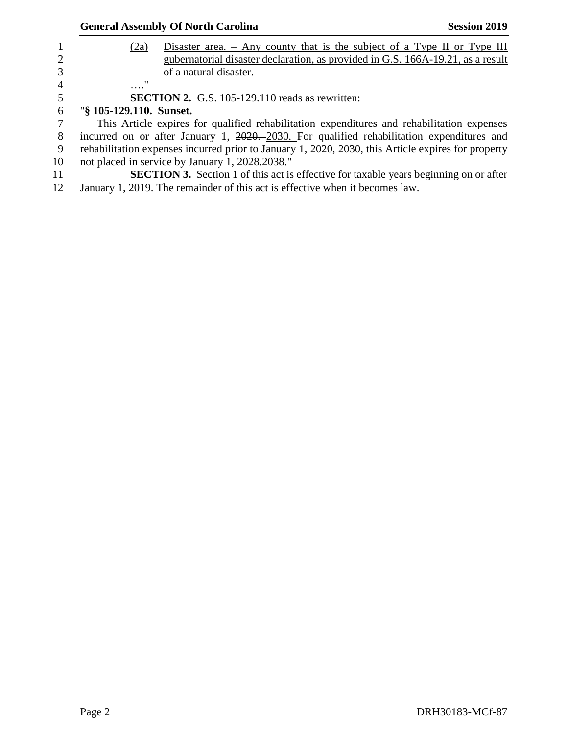(2a) Disaster area. – Any county that is the subject of a Type II or Type III gubernatorial disaster declaration, as provided in G.S. 166A-19.21, as a result of a natural disaster.

…."

**SECTION 2.** G.S. 105-129.110 reads as rewritten:

"**§ 105-129.110. Sunset.**

This Article expires for qualified rehabilitation expenditures and rehabilitation expenses incurred on or after January 1, ~~2020.~~ 2030. For qualified rehabilitation expenditures and rehabilitation expenses incurred prior to January 1, ~~2020,~~ 2030, this Article expires for property not placed in service by January 1, ~~2028.~~2038."

**SECTION 3.** Section 1 of this act is effective for taxable years beginning on or after January 1, 2019. The remainder of this act is effective when it becomes law.